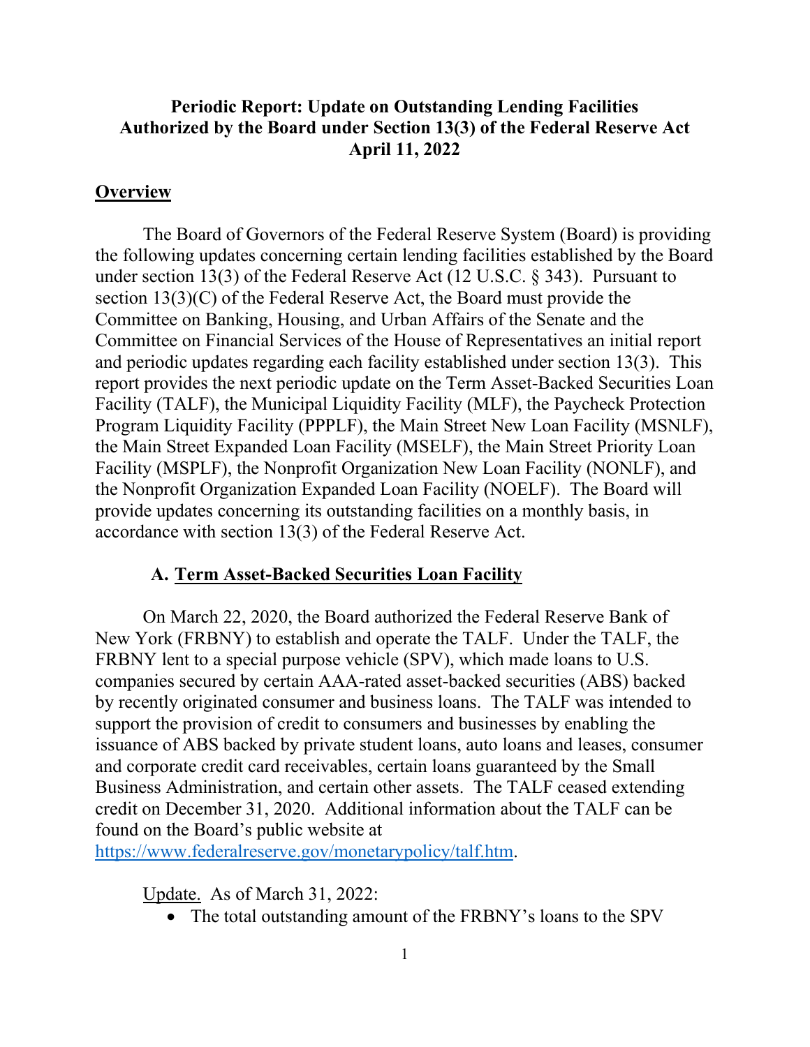**Periodic Report: Update on Outstanding Lending Facilities Authorized by the Board under Section 13(3) of the Federal Reserve Act April 11, 2022**

## Overview

The Board of Governors of the Federal Reserve System (Board) is providing the following updates concerning certain lending facilities established by the Board under section 13(3) of the Federal Reserve Act (12 U.S.C. § 343). Pursuant to section 13(3)(C) of the Federal Reserve Act, the Board must provide the Committee on Banking, Housing, and Urban Affairs of the Senate and the Committee on Financial Services of the House of Representatives an initial report and periodic updates regarding each facility established under section 13(3). This report provides the next periodic update on the Term Asset-Backed Securities Loan Facility (TALF), the Municipal Liquidity Facility (MLF), the Paycheck Protection Program Liquidity Facility (PPPLF), the Main Street New Loan Facility (MSNLF), the Main Street Expanded Loan Facility (MSELF), the Main Street Priority Loan Facility (MSPLF), the Nonprofit Organization New Loan Facility (NONLF), and the Nonprofit Organization Expanded Loan Facility (NOELF). The Board will provide updates concerning its outstanding facilities on a monthly basis, in accordance with section 13(3) of the Federal Reserve Act.

### A. Term Asset-Backed Securities Loan Facility

On March 22, 2020, the Board authorized the Federal Reserve Bank of New York (FRBNY) to establish and operate the TALF. Under the TALF, the FRBNY lent to a special purpose vehicle (SPV), which made loans to U.S. companies secured by certain AAA-rated asset-backed securities (ABS) backed by recently originated consumer and business loans. The TALF was intended to support the provision of credit to consumers and businesses by enabling the issuance of ABS backed by private student loans, auto loans and leases, consumer and corporate credit card receivables, certain loans guaranteed by the Small Business Administration, and certain other assets. The TALF ceased extending credit on December 31, 2020. Additional information about the TALF can be found on the Board's public website at https://www.federalreserve.gov/monetarypolicy/talf.htm.

Update. As of March 31, 2022:

- The total outstanding amount of the FRBNY's loans to the SPV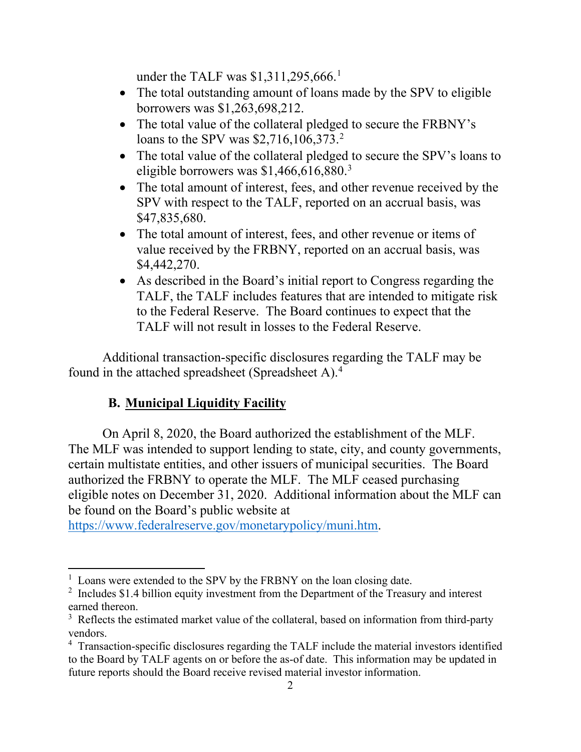under the TALF was $1,311,295,666.[1]

- The total outstanding amount of loans made by the SPV to eligible borrowers was $1,263,698,212.
- The total value of the collateral pledged to secure the FRBNY's loans to the SPV was $2,716,106,373.[2]
- The total value of the collateral pledged to secure the SPV's loans to eligible borrowers was $1,466,616,880.[3]
- The total amount of interest, fees, and other revenue received by the SPV with respect to the TALF, reported on an accrual basis, was $47,835,680.
- The total amount of interest, fees, and other revenue or items of value received by the FRBNY, reported on an accrual basis, was $4,442,270.
- As described in the Board's initial report to Congress regarding the TALF, the TALF includes features that are intended to mitigate risk to the Federal Reserve. The Board continues to expect that the TALF will not result in losses to the Federal Reserve.

Additional transaction-specific disclosures regarding the TALF may be found in the attached spreadsheet (Spreadsheet A).[4]

## B. Municipal Liquidity Facility

On April 8, 2020, the Board authorized the establishment of the MLF. The MLF was intended to support lending to state, city, and county governments, certain multistate entities, and other issuers of municipal securities. The Board authorized the FRBNY to operate the MLF. The MLF ceased purchasing eligible notes on December 31, 2020. Additional information about the MLF can be found on the Board's public website at https://www.federalreserve.gov/monetarypolicy/muni.htm.

---

[1] Loans were extended to the SPV by the FRBNY on the loan closing date.

[2] Includes $1.4 billion equity investment from the Department of the Treasury and interest earned thereon.

[3] Reflects the estimated market value of the collateral, based on information from third-party vendors.

[4] Transaction-specific disclosures regarding the TALF include the material investors identified to the Board by TALF agents on or before the as-of date. This information may be updated in future reports should the Board receive revised material investor information.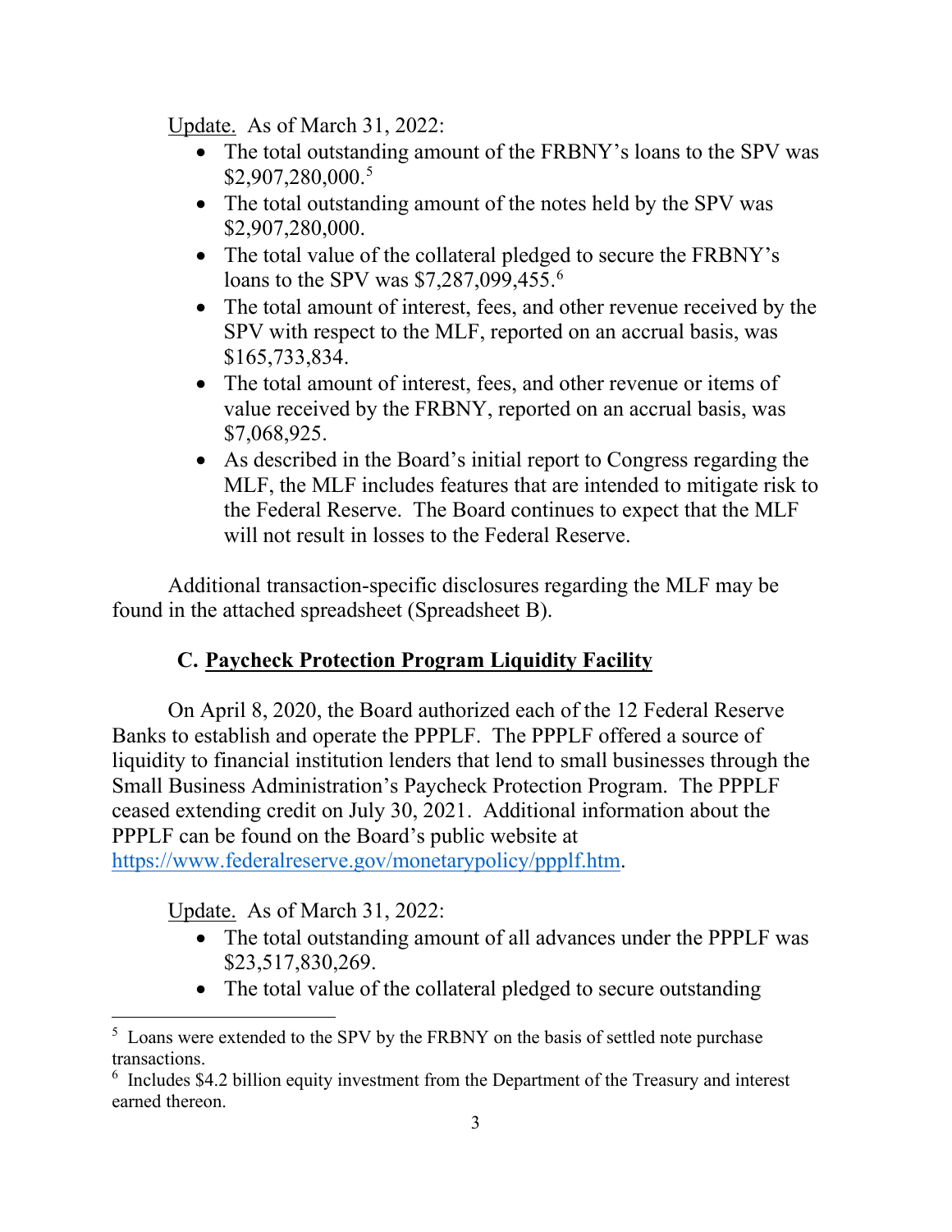Update. As of March 31, 2022:

- The total outstanding amount of the FRBNY's loans to the SPV was $2,907,280,000.[5]
- The total outstanding amount of the notes held by the SPV was $2,907,280,000.
- The total value of the collateral pledged to secure the FRBNY's loans to the SPV was $7,287,099,455.[6]
- The total amount of interest, fees, and other revenue received by the SPV with respect to the MLF, reported on an accrual basis, was $165,733,834.
- The total amount of interest, fees, and other revenue or items of value received by the FRBNY, reported on an accrual basis, was $7,068,925.
- As described in the Board's initial report to Congress regarding the MLF, the MLF includes features that are intended to mitigate risk to the Federal Reserve. The Board continues to expect that the MLF will not result in losses to the Federal Reserve.

Additional transaction-specific disclosures regarding the MLF may be found in the attached spreadsheet (Spreadsheet B).

## C. Paycheck Protection Program Liquidity Facility

On April 8, 2020, the Board authorized each of the 12 Federal Reserve Banks to establish and operate the PPPLF. The PPPLF offered a source of liquidity to financial institution lenders that lend to small businesses through the Small Business Administration's Paycheck Protection Program. The PPPLF ceased extending credit on July 30, 2021. Additional information about the PPPLF can be found on the Board's public website at https://www.federalreserve.gov/monetarypolicy/ppplf.htm.

Update. As of March 31, 2022:

- The total outstanding amount of all advances under the PPPLF was $23,517,830,269.
- The total value of the collateral pledged to secure outstanding

[5] Loans were extended to the SPV by the FRBNY on the basis of settled note purchase transactions.

[6] Includes $4.2 billion equity investment from the Department of the Treasury and interest earned thereon.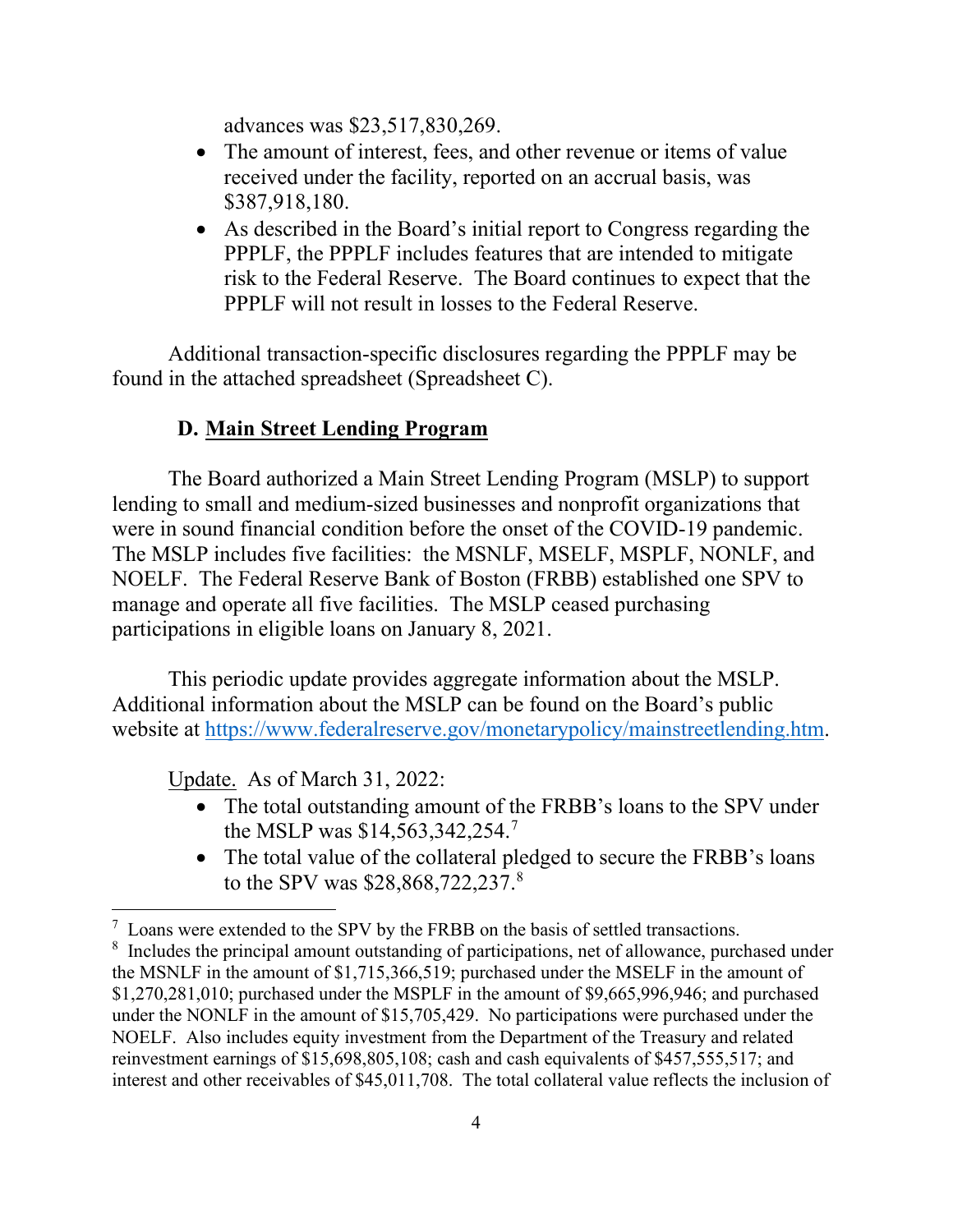advances was $23,517,830,269.

- The amount of interest, fees, and other revenue or items of value received under the facility, reported on an accrual basis, was $387,918,180.
- As described in the Board's initial report to Congress regarding the PPPLF, the PPPLF includes features that are intended to mitigate risk to the Federal Reserve. The Board continues to expect that the PPPLF will not result in losses to the Federal Reserve.

Additional transaction-specific disclosures regarding the PPPLF may be found in the attached spreadsheet (Spreadsheet C).

## D. Main Street Lending Program

The Board authorized a Main Street Lending Program (MSLP) to support lending to small and medium-sized businesses and nonprofit organizations that were in sound financial condition before the onset of the COVID-19 pandemic. The MSLP includes five facilities: the MSNLF, MSELF, MSPLF, NONLF, and NOELF. The Federal Reserve Bank of Boston (FRBB) established one SPV to manage and operate all five facilities. The MSLP ceased purchasing participations in eligible loans on January 8, 2021.

This periodic update provides aggregate information about the MSLP. Additional information about the MSLP can be found on the Board's public website at https://www.federalreserve.gov/monetarypolicy/mainstreetlending.htm.

Update. As of March 31, 2022:

- The total outstanding amount of the FRBB's loans to the SPV under the MSLP was $14,563,342,254.[7]
- The total value of the collateral pledged to secure the FRBB's loans to the SPV was $28,868,722,237.[8]

[7] Loans were extended to the SPV by the FRBB on the basis of settled transactions.

[8] Includes the principal amount outstanding of participations, net of allowance, purchased under the MSNLF in the amount of $1,715,366,519; purchased under the MSELF in the amount of $1,270,281,010; purchased under the MSPLF in the amount of $9,665,996,946; and purchased under the NONLF in the amount of $15,705,429. No participations were purchased under the NOELF. Also includes equity investment from the Department of the Treasury and related reinvestment earnings of $15,698,805,108; cash and cash equivalents of $457,555,517; and interest and other receivables of $45,011,708. The total collateral value reflects the inclusion of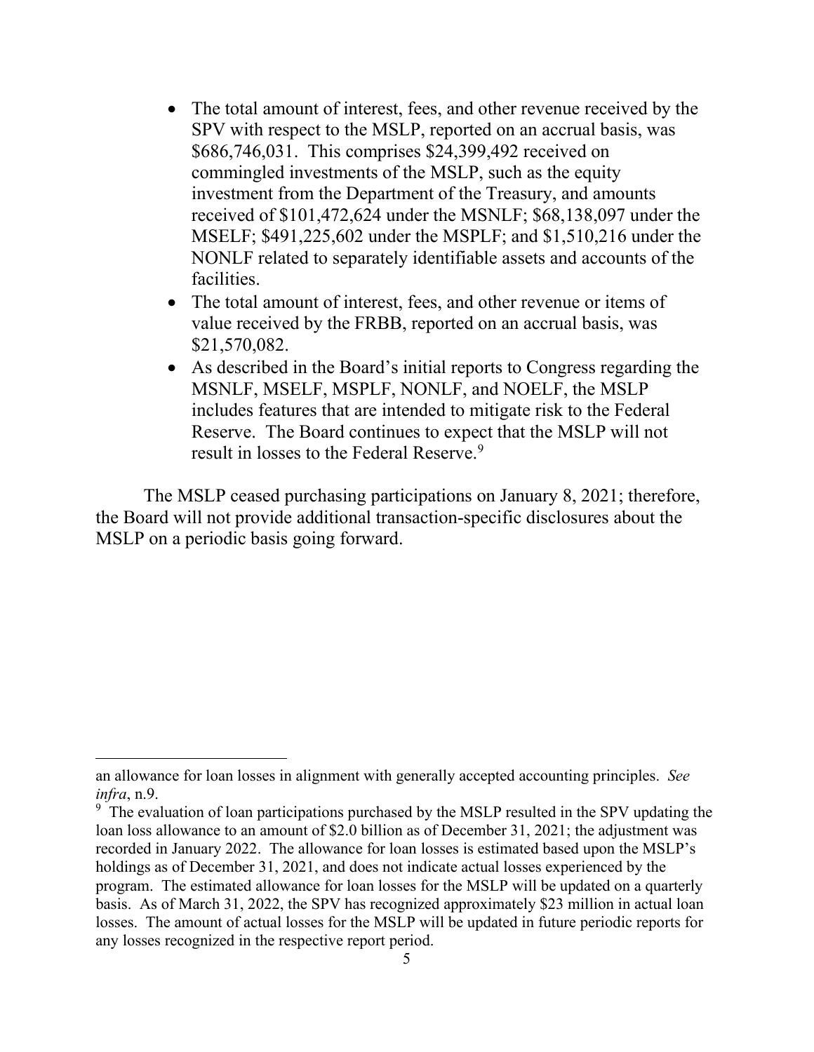- The total amount of interest, fees, and other revenue received by the SPV with respect to the MSLP, reported on an accrual basis, was \$686,746,031. This comprises \$24,399,492 received on commingled investments of the MSLP, such as the equity investment from the Department of the Treasury, and amounts received of \$101,472,624 under the MSNLF; \$68,138,097 under the MSELF; \$491,225,602 under the MSPLF; and \$1,510,216 under the NONLF related to separately identifiable assets and accounts of the facilities.
- The total amount of interest, fees, and other revenue or items of value received by the FRBB, reported on an accrual basis, was \$21,570,082.
- As described in the Board's initial reports to Congress regarding the MSNLF, MSELF, MSPLF, NONLF, and NOELF, the MSLP includes features that are intended to mitigate risk to the Federal Reserve. The Board continues to expect that the MSLP will not result in losses to the Federal Reserve.[9]

The MSLP ceased purchasing participations on January 8, 2021; therefore, the Board will not provide additional transaction-specific disclosures about the MSLP on a periodic basis going forward.

---

an allowance for loan losses in alignment with generally accepted accounting principles. *See infra*, n.9.

[9] The evaluation of loan participations purchased by the MSLP resulted in the SPV updating the loan loss allowance to an amount of \$2.0 billion as of December 31, 2021; the adjustment was recorded in January 2022. The allowance for loan losses is estimated based upon the MSLP's holdings as of December 31, 2021, and does not indicate actual losses experienced by the program. The estimated allowance for loan losses for the MSLP will be updated on a quarterly basis. As of March 31, 2022, the SPV has recognized approximately \$23 million in actual loan losses. The amount of actual losses for the MSLP will be updated in future periodic reports for any losses recognized in the respective report period.